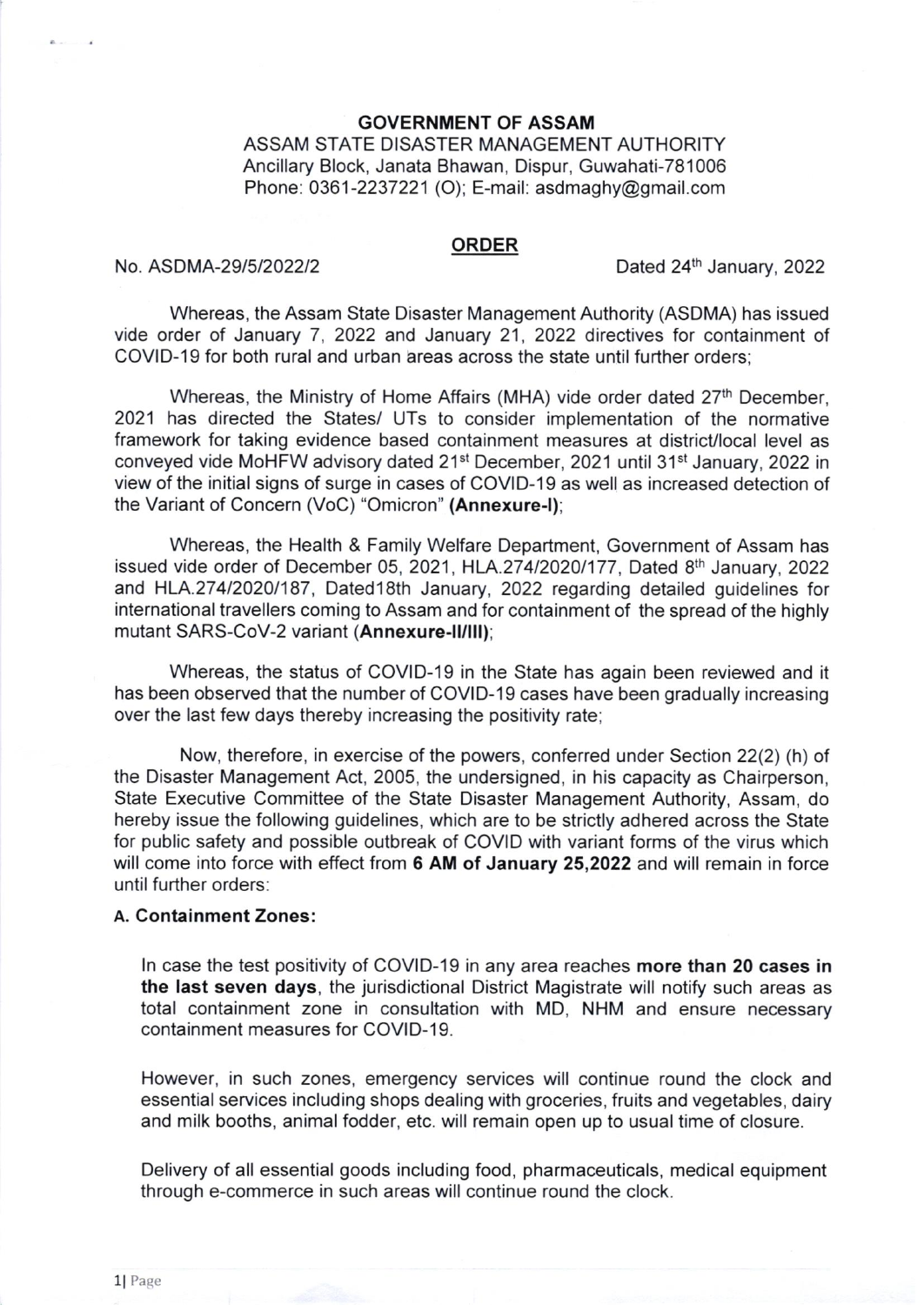**GOVERNMENT OF ASSAM**

ASSAM STATE DISASTER MANAGEMENT AUTHORITY
Ancillary Block, Janata Bhawan, Dispur, Guwahati-781006
Phone: 0361-2237221 (O); E-mail: asdmaghy@gmail.com

**ORDER**

No. ASDMA-29/5/2022/2 Dated 24th January, 2022

Whereas, the Assam State Disaster Management Authority (ASDMA) has issued vide order of January 7, 2022 and January 21, 2022 directives for containment of COVID-19 for both rural and urban areas across the state until further orders;

Whereas, the Ministry of Home Affairs (MHA) vide order dated 27th December, 2021 has directed the States/ UTs to consider implementation of the normative framework for taking evidence based containment measures at district/local level as conveyed vide MoHFW advisory dated 21st December, 2021 until 31st January, 2022 in view of the initial signs of surge in cases of COVID-19 as well as increased detection of the Variant of Concern (VoC) "Omicron" **(Annexure-I)**;

Whereas, the Health & Family Welfare Department, Government of Assam has issued vide order of December 05, 2021, HLA.274/2020/177, Dated 8th January, 2022 and HLA.274/2020/187, Dated18th January, 2022 regarding detailed guidelines for international travellers coming to Assam and for containment of the spread of the highly mutant SARS-CoV-2 variant **(Annexure-II/III)**;

Whereas, the status of COVID-19 in the State has again been reviewed and it has been observed that the number of COVID-19 cases have been gradually increasing over the last few days thereby increasing the positivity rate;

Now, therefore, in exercise of the powers, conferred under Section 22(2) (h) of the Disaster Management Act, 2005, the undersigned, in his capacity as Chairperson, State Executive Committee of the State Disaster Management Authority, Assam, do hereby issue the following guidelines, which are to be strictly adhered across the State for public safety and possible outbreak of COVID with variant forms of the virus which will come into force with effect from **6 AM of January 25,2022** and will remain in force until further orders:

**A. Containment Zones:**

In case the test positivity of COVID-19 in any area reaches **more than 20 cases in the last seven days**, the jurisdictional District Magistrate will notify such areas as total containment zone in consultation with MD, NHM and ensure necessary containment measures for COVID-19.

However, in such zones, emergency services will continue round the clock and essential services including shops dealing with groceries, fruits and vegetables, dairy and milk booths, animal fodder, etc. will remain open up to usual time of closure.

Delivery of all essential goods including food, pharmaceuticals, medical equipment through e-commerce in such areas will continue round the clock.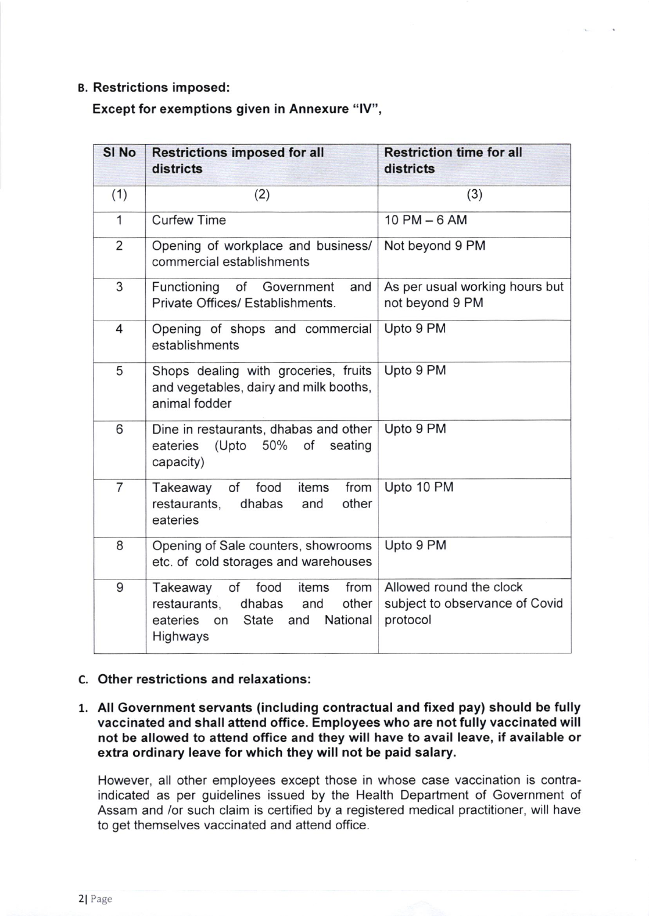**B. Restrictions imposed:**

**Except for exemptions given in Annexure "IV",**

| Sl No | Restrictions imposed for all districts | Restriction time for all districts |
|---|---|---|
| (1) | (2) | (3) |
| 1 | Curfew Time | 10 PM – 6 AM |
| 2 | Opening of workplace and business/ commercial establishments | Not beyond 9 PM |
| 3 | Functioning of Government and Private Offices/ Establishments. | As per usual working hours but not beyond 9 PM |
| 4 | Opening of shops and commercial establishments | Upto 9 PM |
| 5 | Shops dealing with groceries, fruits and vegetables, dairy and milk booths, animal fodder | Upto 9 PM |
| 6 | Dine in restaurants, dhabas and other eateries (Upto 50% of seating capacity) | Upto 9 PM |
| 7 | Takeaway of food items from restaurants, dhabas and other eateries | Upto 10 PM |
| 8 | Opening of Sale counters, showrooms etc. of cold storages and warehouses | Upto 9 PM |
| 9 | Takeaway of food items from restaurants, dhabas and other eateries on State and National Highways | Allowed round the clock subject to observance of Covid protocol |

**C. Other restrictions and relaxations:**

1. **All Government servants (including contractual and fixed pay) should be fully vaccinated and shall attend office. Employees who are not fully vaccinated will not be allowed to attend office and they will have to avail leave, if available or extra ordinary leave for which they will not be paid salary.**

   However, all other employees except those in whose case vaccination is contra-indicated as per guidelines issued by the Health Department of Government of Assam and /or such claim is certified by a registered medical practitioner, will have to get themselves vaccinated and attend office.